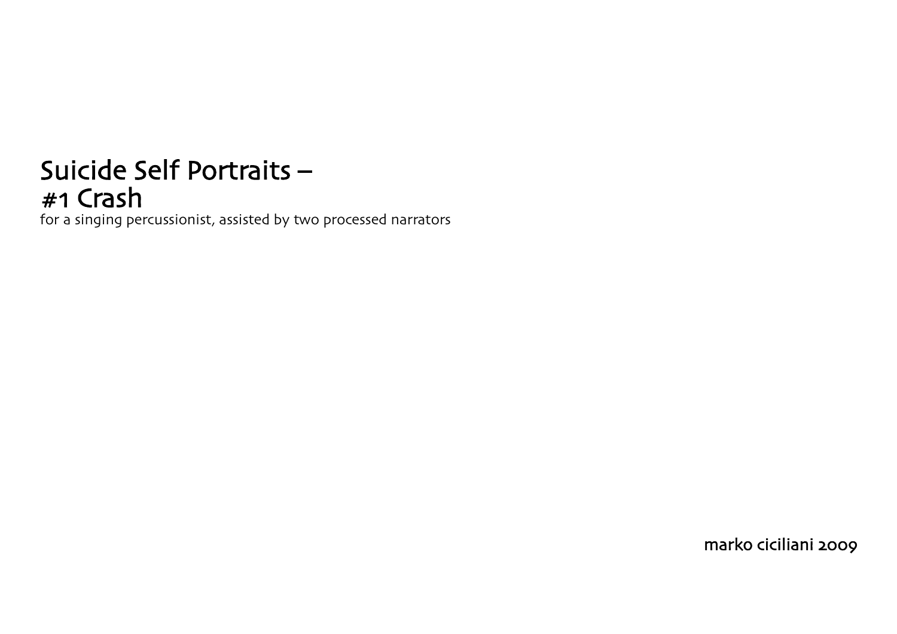# Suicide Self Portraits – #1 Crash

for a singing percussionist, assisted by two processed narrators

marko ciciliani 2009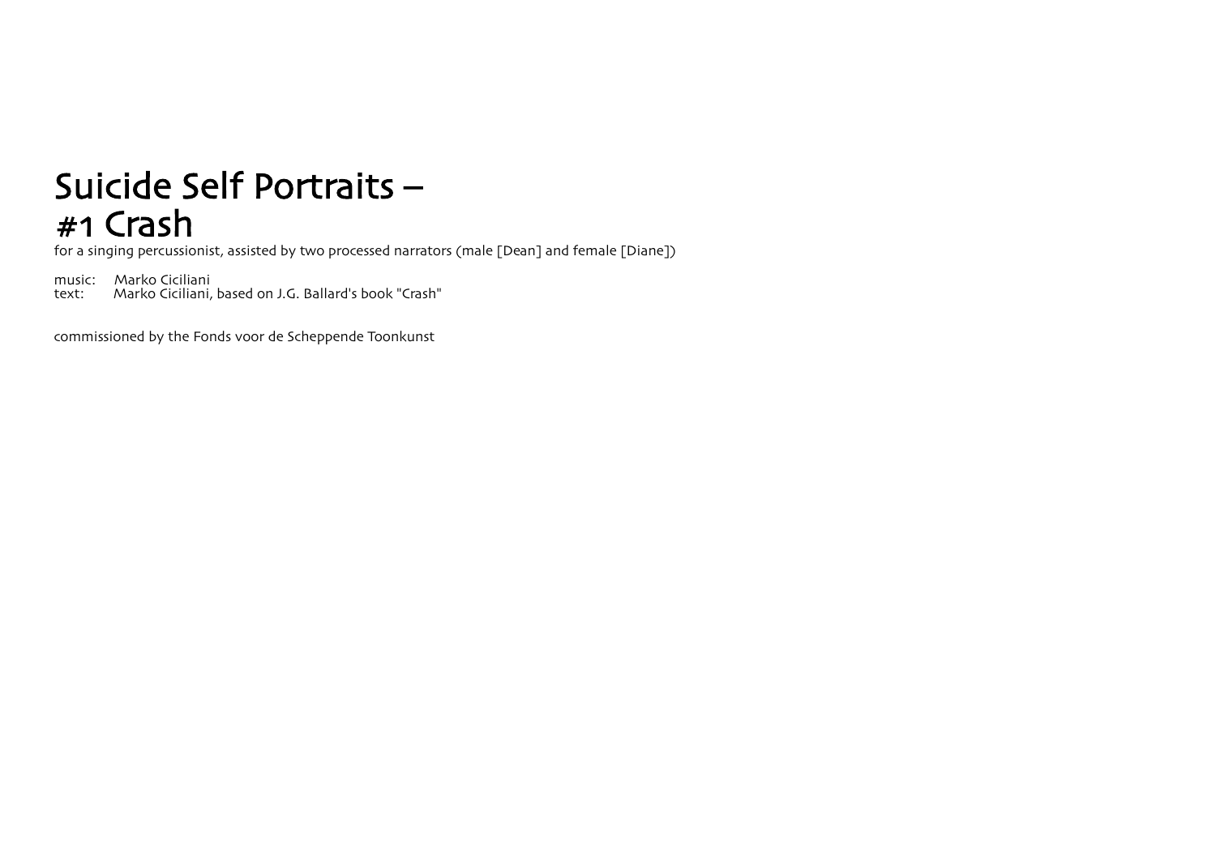# Suicide Self Portraits – #1 Crash

for a singing percussionist, assisted by two processed narrators (male [Dean] and female [Diane])

music: Marko Ciciliani
text: Marko Ciciliani, based on J.G. Ballard's book "Crash"

commissioned by the Fonds voor de Scheppende Toonkunst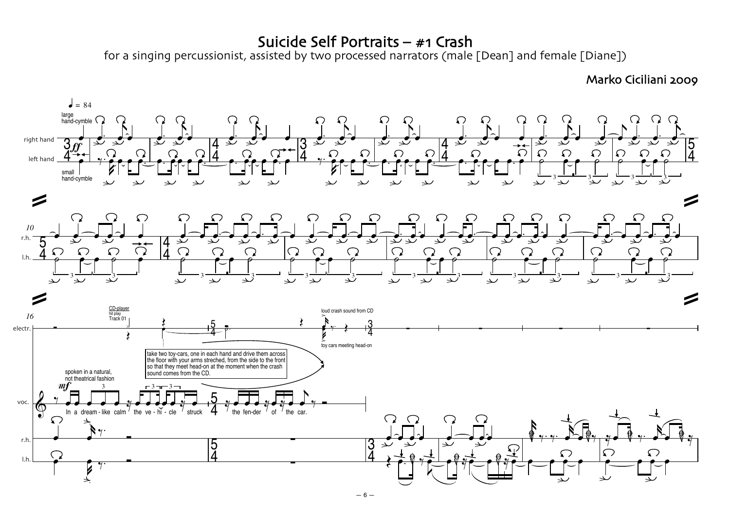# Suicide Self Portraits – #1 Crash

for a singing percussionist, assisted by two processed narrators (male [Dean] and female [Diane])

Marko Ciciliani 2009

♩ = 84

large hand-cymble

right hand

left hand

small hand-cymble

*ff*

10

r.h.

l.h.

16

electr.

CD-player hit play Track 01

loud crash sound from CD

toy cars meeting head-on

take two toy-cars, one in each hand and drive them across the floor with your arms streched, from the side to the front so that they meet head-on at the moment when the crash sound comes from the CD.

spoken in a natural, not theatrical fashion

*mf*

voc.

In a dream-like calm the ve-hi-cle struck the fen-der of the car.

r.h.

l.h.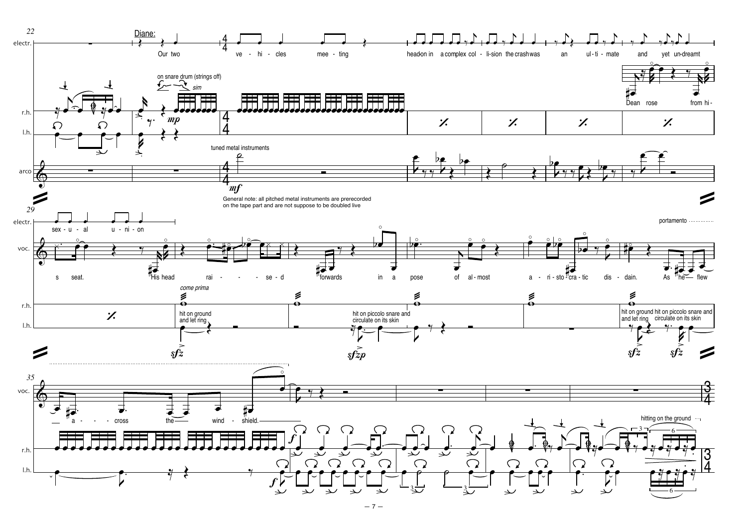Diane: Our two vehicles meeting head-on in a complex collision the crash was an ultimate and yet undreamt sexual union

Dean rose from his seat. His head raised forwards in a pose of almost aristocratic disdain. As he flew across the windshield.

on snare drum (strings off)

*sim*

*mp*

tuned metal instruments

*mf*

General note: all pitched metal instruments are prerecorded on the tape part and are not suppose to be doubled live

portamento

*come prima*

hit on ground and let ring

*sfz*

hit on piccolo snare and circulate on its skin

*sfzp*

hit on ground and let ring

hit on piccolo snare and circulate on its skin

*sfz*

*sfz*

*f*

*f*

hitting on the ground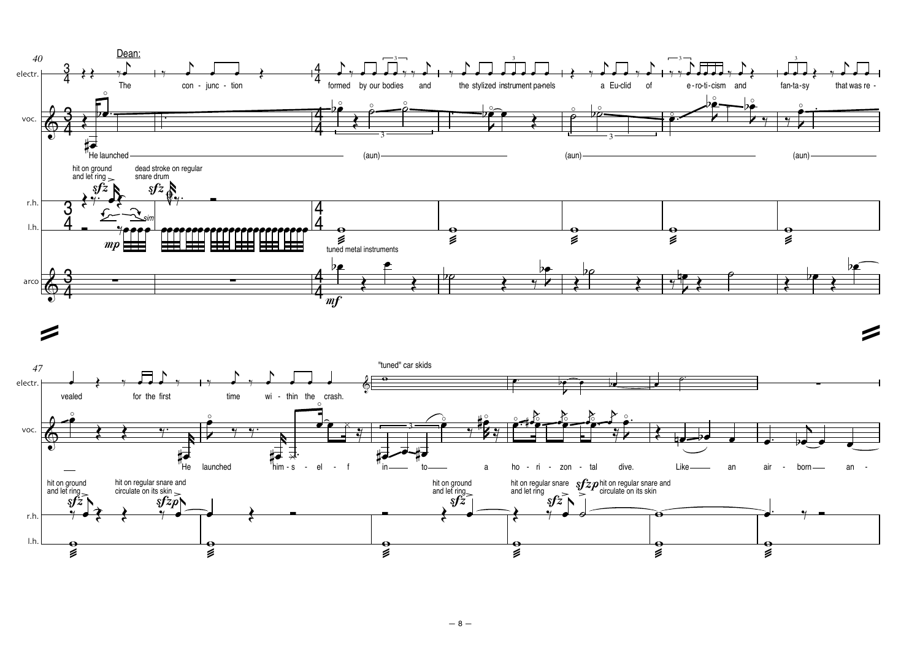40

Dean:

electr.: The con - junc - tion formed by our bodies and the stylized instrument pa-nels a Eu-clid of e-ro-ti-cism and fan-ta-sy that was re -

voc.: He launched (aun) (aun) (aun)

r.h. / l.h.: hit on ground and let ring *sfz* — dead stroke on regular snare drum *sfz* — *sim* — *mp* — tuned metal instruments

arco: *mf*

47

electr.: vealed for the first time wi - thin the crash. — "tuned" car skids

voc.: He launched him - s - el - f in to a ho - ri - zon - tal dive. Like an air - born an -

r.h. / l.h.: hit on ground and let ring *sfz* — hit on regular snare and circulate on its skin *sfzp* — hit on ground and let ring *sfz* — hit on regular snare and let ring *sfz* — *sfzp* hit on regular snare and circulate on its skin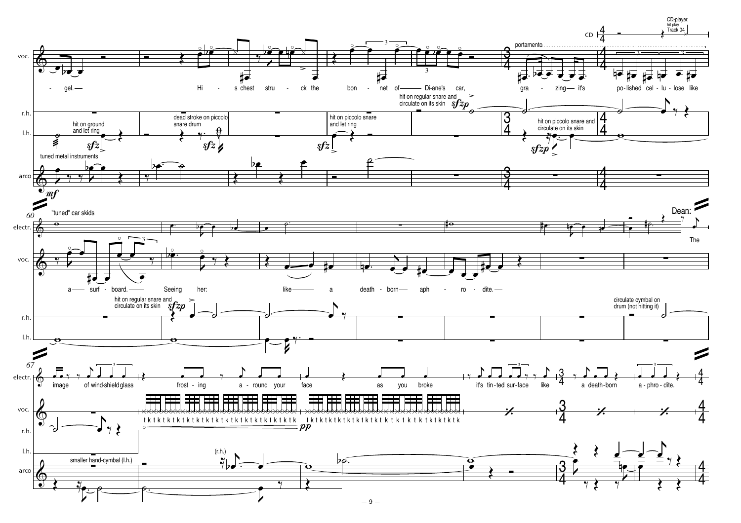CD-player
hit play
Track 04

CD

voc.

- gel. — Hi - s chest stru - ck the bon - net of — Di-ane's car, gra - zing — it's po-lished cel - lu - lose like

portamento

r.h.

l.h.

hit on ground and let ring

*sfz*

dead stroke on piccolo snare drum

*sfz*

hit on piccolo snare and let ring

*sfz*

hit on regular snare and circulate on its skin

*sfzp*

hit on piccolo snare and circulate on its skin

*sfzp*

tuned metal instruments

arco

*mf*

60

"tuned" car skids

electr.

Dean:

The

voc.

a — surf - board. — Seeing her: like — a death - born — aph - ro - dite. —

hit on regular snare and circulate on its skin

*sfzp*

circulate cymbal on drum (not hitting it)

r.h.

l.h.

67

electr.

image of wind-shield glass frost - ing a - round your face as you broke it's tin-ted sur-face like a death-born a - phro - dite.

voc.

t k t k t k t k t k t k t k t k t k t k t k t k t k t k t k t k t k t k t k t k t k t k t k t k t k t k t k t k t k t k t k

*pp*

r.h.

l.h.

smaller hand-cymbal (l.h.)

(r.h.)

arco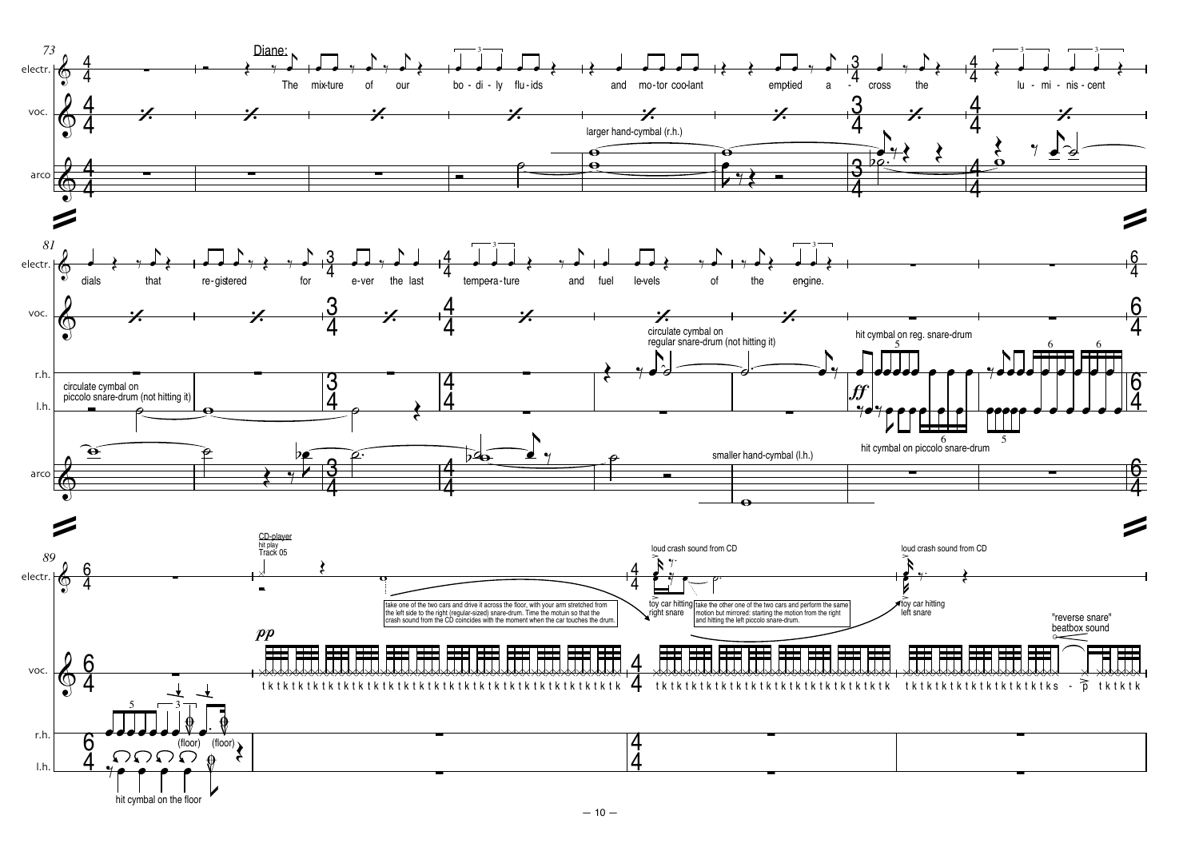73

electr.

voc.

arco

Diane:

The mix-ture of our bo - di - ly flu - ids and mo - tor coo-lant emptied a - cross the lu - mi - nis - cent

larger hand-cymbal (r.h.)

81

electr.

voc.

r.h.

l.h.

arco

dials that re - gistered for e - ver the last tempe-ra - ture and fuel le-vels of the engine.

circulate cymbal on piccolo snare-drum (not hitting it)

circulate cymbal on regular snare-drum (not hitting it)

hit cymbal on reg. snare-drum

*ff*

hit cymbal on piccolo snare-drum

smaller hand-cymbal (l.h.)

89

electr.

voc.

r.h.

l.h.

CD-player

hit play

Track 05

take one of the two cars and drive it across the floor, with your arm stretched from the left side to the right (regular-sized) snare-drum. Time the motuin so that the crash sound from the CD coincides with the moment when the car touches the drum.

loud crash sound from CD

toy car hitting right snare

take the other one of the two cars and perform the same motion but mirrored: starting the motion from the right and hitting the left piccolo snare-drum.

loud crash sound from CD

toy car hitting left snare

"reverse snare" beatbox sound

*pp*

t k t k t k t k t k t k t k t k t k t k t k t k t k t k t k t k t k t k t k t k t k t k t k t k t k t k t k t k t k t k t k t k t k t k t k t k t k t k t k t k t k t k t k t k t k t k t k t k t k t k t k t k s - p t k t k t k

(floor) (floor)

hit cymbal on the floor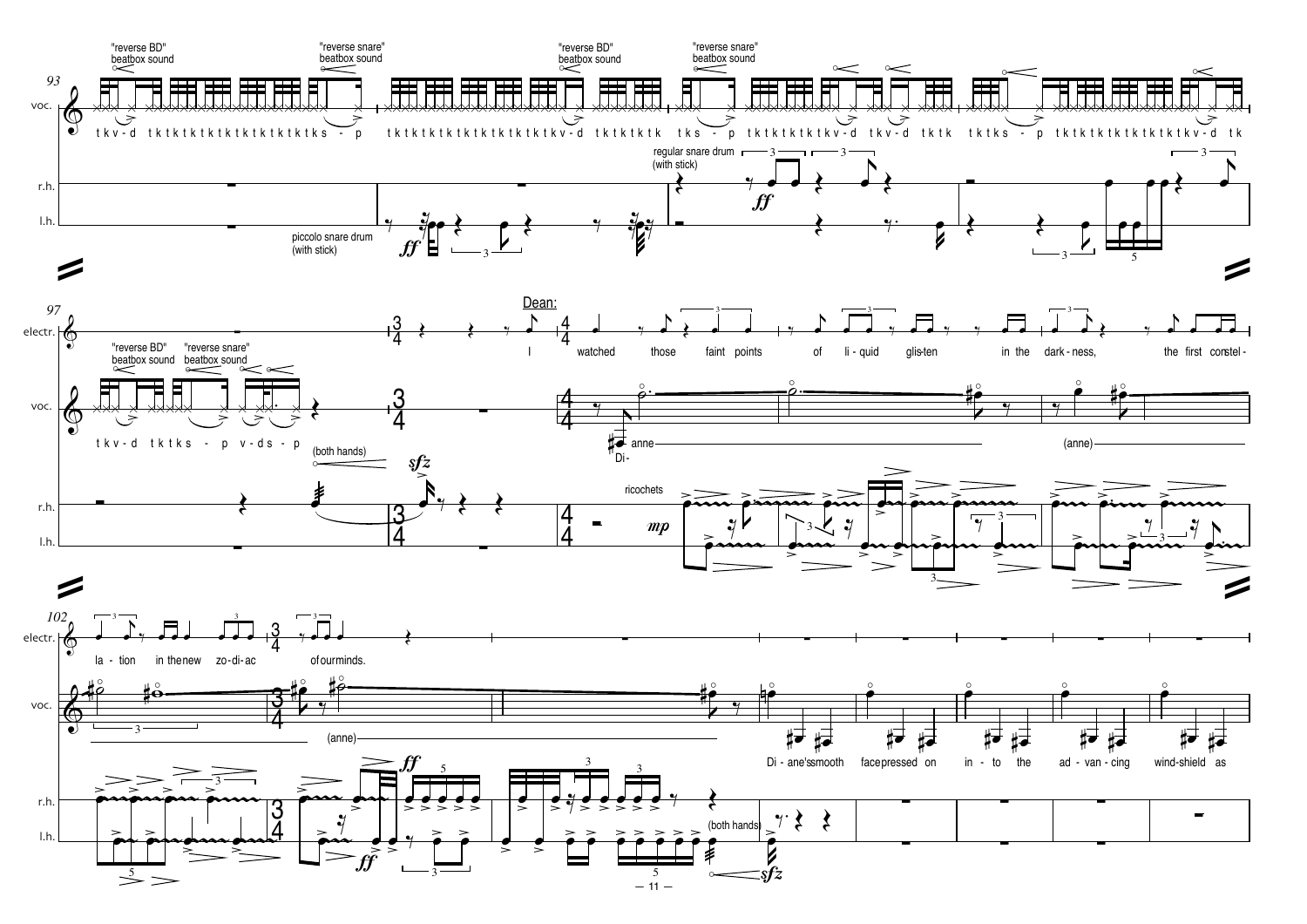93

"reverse BD" beatbox sound

"reverse snare" beatbox sound

"reverse BD" beatbox sound

"reverse snare" beatbox sound

voc.

t k v - d t k t k t k t k t k t k t k t k s - p t k t k t k t k t k t k t k t k v - d t k t k t k t k t k s - p t k t k t k t k v - d t k v - d t k t k t k t k s - p t k t k t k t k t k t k v - d t k

regular snare drum (with stick)

r.h.

l.h.

piccolo snare drum (with stick)

*ff*

*ff*

97

electr.

"reverse BD" beatbox sound

"reverse snare" beatbox sound

voc.

t k v - d t k t k s - p v - d s - p

(both hands)

*sfz*

Dean:

I watched those faint points of li - quid glis-ten in the dark - ness, the first constel -

Di- anne (anne)

ricochets

*mp*

102

electr.

la - tion in the new zo - di - ac of our minds.

voc.

(anne)

Di - ane's smooth face pressed on in - to the ad - van - cing wind-shield as

r.h.

l.h.

*ff*

*ff*

(both hands)

*sfz*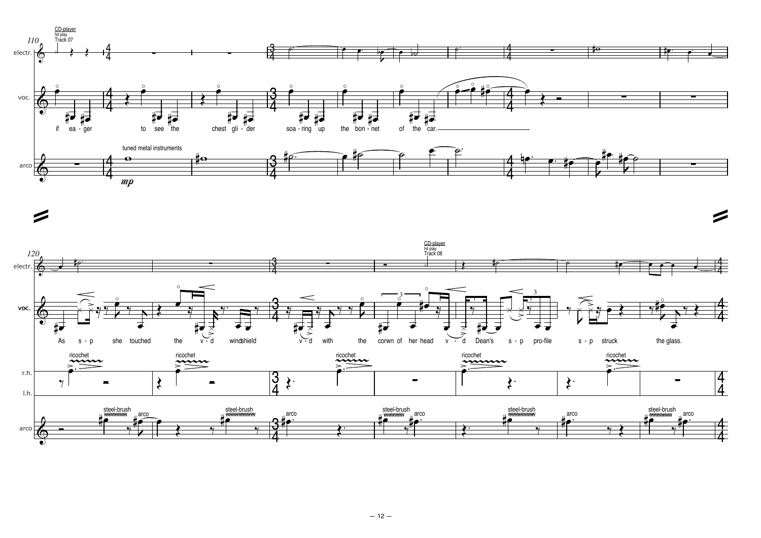110

CD-player
hit play
Track 07

electr.

voc.

if ea - ger to see the chest gli - der soa - ring up the bon - net of the car.

tuned metal instruments

*mp*

arco

120

CD-player
hit play
Track 08

electr.

voc.

As s - p she touched the v - d windshield v - d with the corwn of her head v - d Dean's s - p pro-file s - p struck the glass.

ricochet

r.h.

l.h.

steel-brush

arco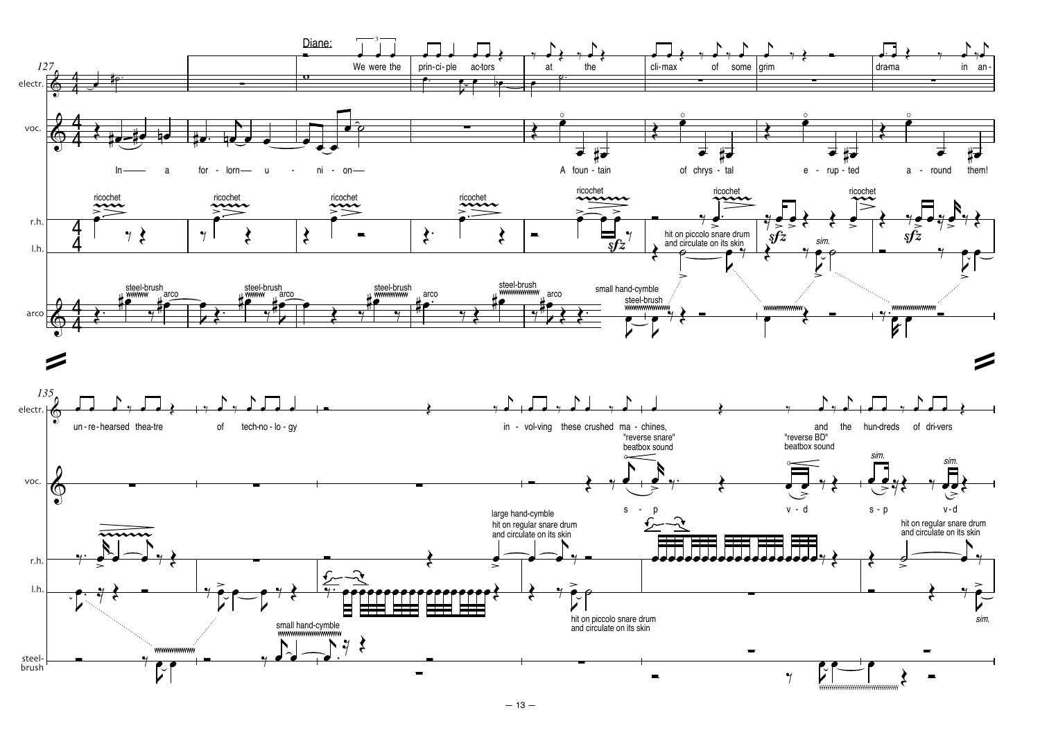127

Diane:

electr.: We were the prin-ci-ple ac-tors at the cli-max of some grim dra-ma in an-

voc.: In a for-lorn u - ni - on A foun - tain of chrys - tal e - rup - ted a - round them!

r.h. / l.h.: ricochet ricochet ricochet ricochet ricochet ricochet ricochet *sfz* *sfz* *sim.* *sfz*

hit on piccolo snare drum and circulate on its skin

arco: steel-brush arco steel-brush arco steel-brush arco steel-brush arco

small hand-cymble steel-brush

135

electr.: un-re-hearsed thea-tre of tech-no-lo-gy in-vol-ving these crushed ma-chines, and the hun-dreds of dri-vers

voc.: "reverse snare" beatbox sound s - p "reverse BD" beatbox sound v - d *sim.* s - p *sim.* v - d

r.h. / l.h.: large hand-cymble hit on regular snare drum and circulate on its skin

hit on piccolo snare drum and circulate on its skin

hit on regular snare drum and circulate on its skin *sim.*

steel-brush: small hand-cymble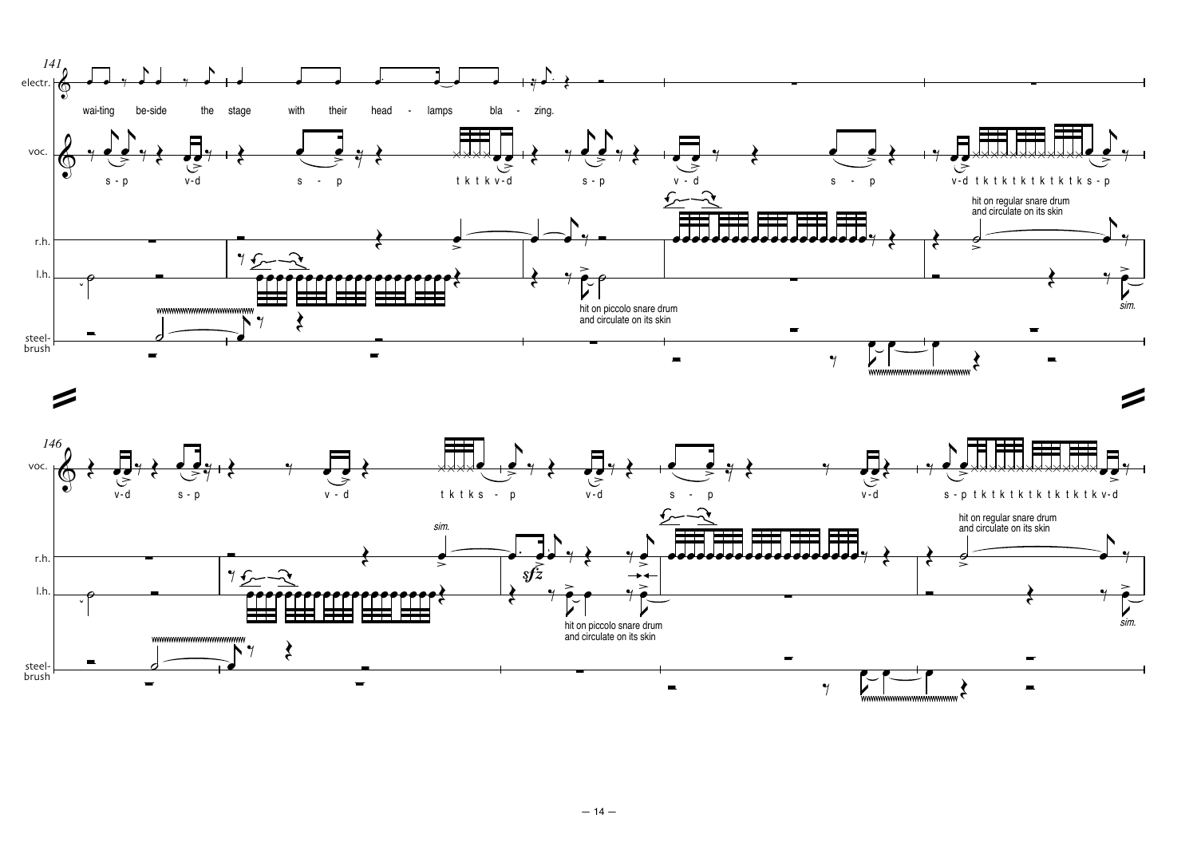141

electr.

wai-ting be-side the stage with their head - lamps bla - zing.

voc.

s - p v-d s - p t k t k v-d s - p v - d s - p v-d t k t k t k t k t k t k s - p

r.h.

l.h.

hit on piccolo snare drum and circulate on its skin

hit on regular snare drum and circulate on its skin

*sim.*

steel-brush

146

voc.

v-d s - p v - d t k t k s - p v-d s - p v-d s - p t k t k t k t k t k t k v-d

r.h.

*sim.*

*sfz*

l.h.

hit on piccolo snare drum and circulate on its skin

hit on regular snare drum and circulate on its skin

*sim.*

steel-brush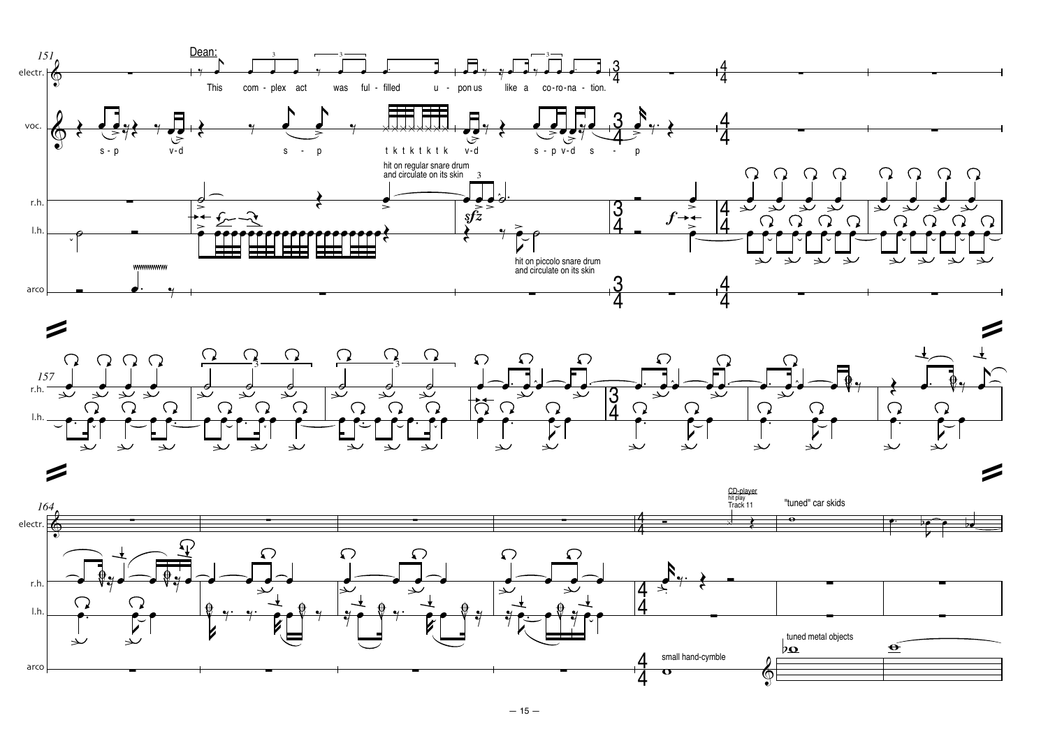151

electr.

Dean:

This com - plex act was ful - filled u - pon us like a co - ro - na - tion.

voc.

s - p v-d s - p t k t k t k t k v-d s - p v-d s - p

hit on regular snare drum and circulate on its skin

r.h.

l.h.

*sfz*

*f*

hit on piccolo snare drum and circulate on its skin

arco

157

r.h.

l.h.

164

electr.

CD-player hit play Track 11

"tuned" car skids

r.h.

l.h.

small hand-cymble

tuned metal objects

arco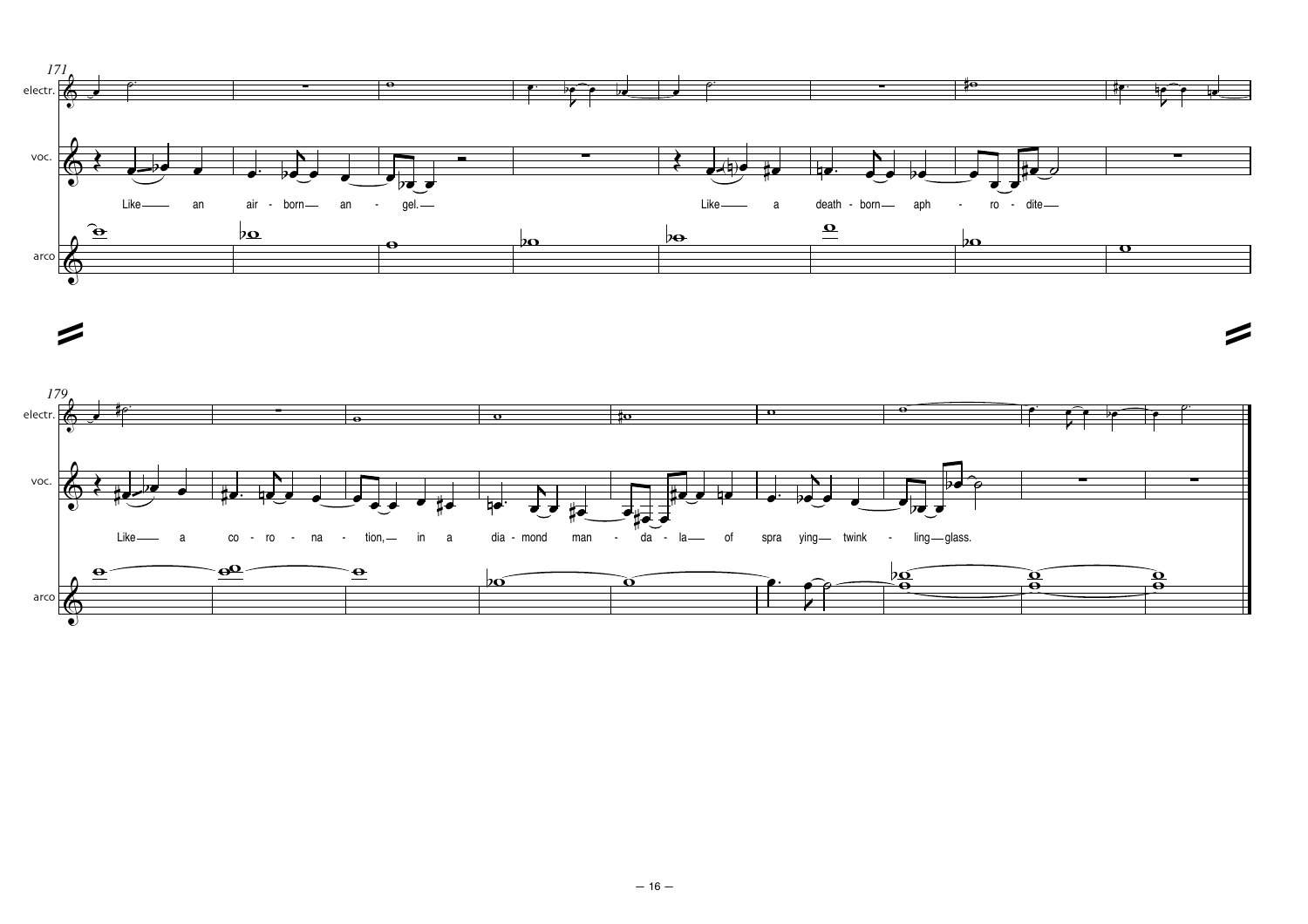171

electr.

voc.

Like — an air - born — an - gel. —

Like — a death - born — aph - ro - dite —

arco

179

electr.

voc.

Like — a co - ro - na - tion, — in a dia - mond man - da - la — of spra ying — twink - ling — glass.

arco